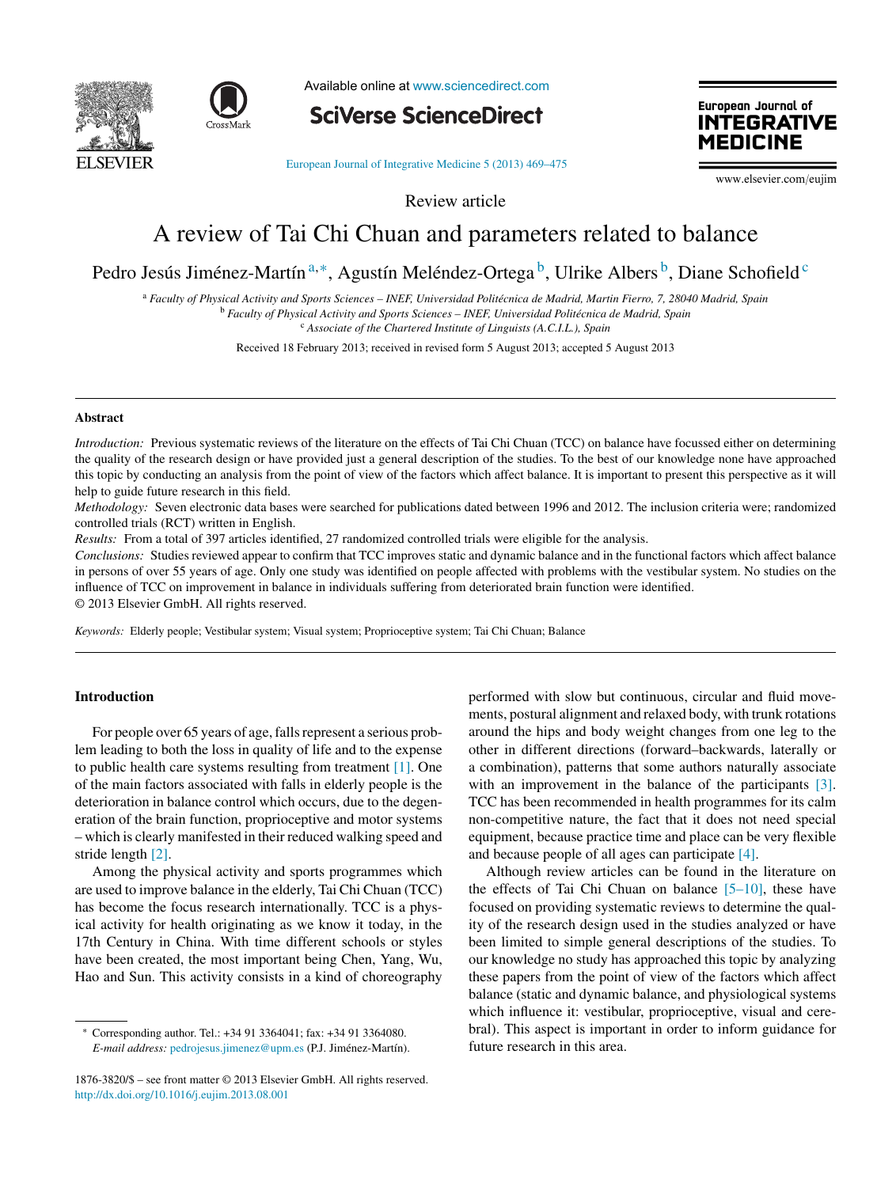Review article

# A review of Tai Chi Chuan and parameters related to balance

Pedro Jesús Jiménez-Martín [a,*], Agustín Meléndez-Ortega [b], Ulrike Albers [b], Diane Schofield [c]

[a] *Faculty of Physical Activity and Sports Sciences – INEF, Universidad Politécnica de Madrid, Martin Fierro, 7, 28040 Madrid, Spain*
[b] *Faculty of Physical Activity and Sports Sciences – INEF, Universidad Politécnica de Madrid, Spain*
[c] *Associate of the Chartered Institute of Linguists (A.C.I.L.), Spain*

Received 18 February 2013; received in revised form 5 August 2013; accepted 5 August 2013

## Abstract

*Introduction:* Previous systematic reviews of the literature on the effects of Tai Chi Chuan (TCC) on balance have focussed either on determining the quality of the research design or have provided just a general description of the studies. To the best of our knowledge none have approached this topic by conducting an analysis from the point of view of the factors which affect balance. It is important to present this perspective as it will help to guide future research in this field.

*Methodology:* Seven electronic data bases were searched for publications dated between 1996 and 2012. The inclusion criteria were; randomized controlled trials (RCT) written in English.

*Results:* From a total of 397 articles identified, 27 randomized controlled trials were eligible for the analysis.

*Conclusions:* Studies reviewed appear to confirm that TCC improves static and dynamic balance and in the functional factors which affect balance in persons of over 55 years of age. Only one study was identified on people affected with problems with the vestibular system. No studies on the influence of TCC on improvement in balance in individuals suffering from deteriorated brain function were identified.

© 2013 Elsevier GmbH. All rights reserved.

*Keywords:* Elderly people; Vestibular system; Visual system; Proprioceptive system; Tai Chi Chuan; Balance

## Introduction

For people over 65 years of age, falls represent a serious problem leading to both the loss in quality of life and to the expense to public health care systems resulting from treatment [1]. One of the main factors associated with falls in elderly people is the deterioration in balance control which occurs, due to the degeneration of the brain function, proprioceptive and motor systems – which is clearly manifested in their reduced walking speed and stride length [2].

Among the physical activity and sports programmes which are used to improve balance in the elderly, Tai Chi Chuan (TCC) has become the focus research internationally. TCC is a physical activity for health originating as we know it today, in the 17th Century in China. With time different schools or styles have been created, the most important being Chen, Yang, Wu, Hao and Sun. This activity consists in a kind of choreography performed with slow but continuous, circular and fluid movements, postural alignment and relaxed body, with trunk rotations around the hips and body weight changes from one leg to the other in different directions (forward–backwards, laterally or a combination), patterns that some authors naturally associate with an improvement in the balance of the participants [3]. TCC has been recommended in health programmes for its calm non-competitive nature, the fact that it does not need special equipment, because practice time and place can be very flexible and because people of all ages can participate [4].

Although review articles can be found in the literature on the effects of Tai Chi Chuan on balance [5–10], these have focused on providing systematic reviews to determine the quality of the research design used in the studies analyzed or have been limited to simple general descriptions of the studies. To our knowledge no study has approached this topic by analyzing these papers from the point of view of the factors which affect balance (static and dynamic balance, and physiological systems which influence it: vestibular, proprioceptive, visual and cerebral). This aspect is important in order to inform guidance for future research in this area.

* Corresponding author. Tel.: +34 91 3364041; fax: +34 91 3364080.
*E-mail address:* pedrojesus.jimenez@upm.es (P.J. Jiménez-Martín).

1876-3820/$ – see front matter © 2013 Elsevier GmbH. All rights reserved.
http://dx.doi.org/10.1016/j.eujim.2013.08.001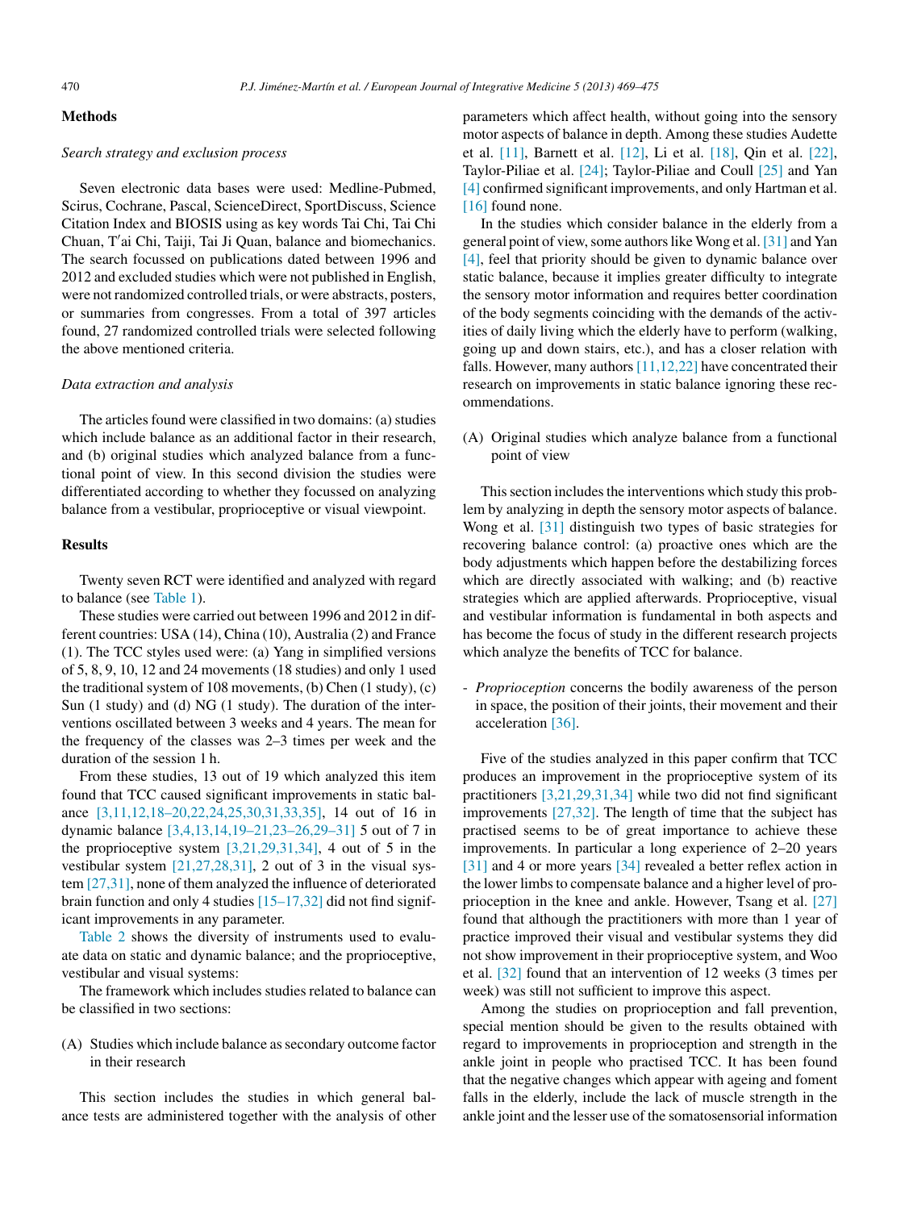## Methods

### *Search strategy and exclusion process*

Seven electronic data bases were used: Medline-Pubmed, Scirus, Cochrane, Pascal, ScienceDirect, SportDiscuss, Science Citation Index and BIOSIS using as key words Tai Chi, Tai Chi Chuan, T′ai Chi, Taiji, Tai Ji Quan, balance and biomechanics. The search focussed on publications dated between 1996 and 2012 and excluded studies which were not published in English, were not randomized controlled trials, or were abstracts, posters, or summaries from congresses. From a total of 397 articles found, 27 randomized controlled trials were selected following the above mentioned criteria.

### *Data extraction and analysis*

The articles found were classified in two domains: (a) studies which include balance as an additional factor in their research, and (b) original studies which analyzed balance from a functional point of view. In this second division the studies were differentiated according to whether they focussed on analyzing balance from a vestibular, proprioceptive or visual viewpoint.

## Results

Twenty seven RCT were identified and analyzed with regard to balance (see Table 1).

These studies were carried out between 1996 and 2012 in different countries: USA (14), China (10), Australia (2) and France (1). The TCC styles used were: (a) Yang in simplified versions of 5, 8, 9, 10, 12 and 24 movements (18 studies) and only 1 used the traditional system of 108 movements, (b) Chen (1 study), (c) Sun (1 study) and (d) NG (1 study). The duration of the interventions oscillated between 3 weeks and 4 years. The mean for the frequency of the classes was 2–3 times per week and the duration of the session 1 h.

From these studies, 13 out of 19 which analyzed this item found that TCC caused significant improvements in static balance [3,11,12,18–20,22,24,25,30,31,33,35], 14 out of 16 in dynamic balance [3,4,13,14,19–21,23–26,29–31] 5 out of 7 in the proprioceptive system [3,21,29,31,34], 4 out of 5 in the vestibular system [21,27,28,31], 2 out of 3 in the visual system [27,31], none of them analyzed the influence of deteriorated brain function and only 4 studies [15–17,32] did not find significant improvements in any parameter.

Table 2 shows the diversity of instruments used to evaluate data on static and dynamic balance; and the proprioceptive, vestibular and visual systems:

The framework which includes studies related to balance can be classified in two sections:

(A) Studies which include balance as secondary outcome factor in their research

This section includes the studies in which general balance tests are administered together with the analysis of other parameters which affect health, without going into the sensory motor aspects of balance in depth. Among these studies Audette et al. [11], Barnett et al. [12], Li et al. [18], Qin et al. [22], Taylor-Piliae et al. [24]; Taylor-Piliae and Coull [25] and Yan [4] confirmed significant improvements, and only Hartman et al. [16] found none.

In the studies which consider balance in the elderly from a general point of view, some authors like Wong et al. [31] and Yan [4], feel that priority should be given to dynamic balance over static balance, because it implies greater difficulty to integrate the sensory motor information and requires better coordination of the body segments coinciding with the demands of the activities of daily living which the elderly have to perform (walking, going up and down stairs, etc.), and has a closer relation with falls. However, many authors [11,12,22] have concentrated their research on improvements in static balance ignoring these recommendations.

(A) Original studies which analyze balance from a functional point of view

This section includes the interventions which study this problem by analyzing in depth the sensory motor aspects of balance. Wong et al. [31] distinguish two types of basic strategies for recovering balance control: (a) proactive ones which are the body adjustments which happen before the destabilizing forces which are directly associated with walking; and (b) reactive strategies which are applied afterwards. Proprioceptive, visual and vestibular information is fundamental in both aspects and has become the focus of study in the different research projects which analyze the benefits of TCC for balance.

- *Proprioception* concerns the bodily awareness of the person in space, the position of their joints, their movement and their acceleration [36].

Five of the studies analyzed in this paper confirm that TCC produces an improvement in the proprioceptive system of its practitioners [3,21,29,31,34] while two did not find significant improvements [27,32]. The length of time that the subject has practised seems to be of great importance to achieve these improvements. In particular a long experience of 2–20 years [31] and 4 or more years [34] revealed a better reflex action in the lower limbs to compensate balance and a higher level of proprioception in the knee and ankle. However, Tsang et al. [27] found that although the practitioners with more than 1 year of practice improved their visual and vestibular systems they did not show improvement in their proprioceptive system, and Woo et al. [32] found that an intervention of 12 weeks (3 times per week) was still not sufficient to improve this aspect.

Among the studies on proprioception and fall prevention, special mention should be given to the results obtained with regard to improvements in proprioception and strength in the ankle joint in people who practised TCC. It has been found that the negative changes which appear with ageing and foment falls in the elderly, include the lack of muscle strength in the ankle joint and the lesser use of the somatosensorial information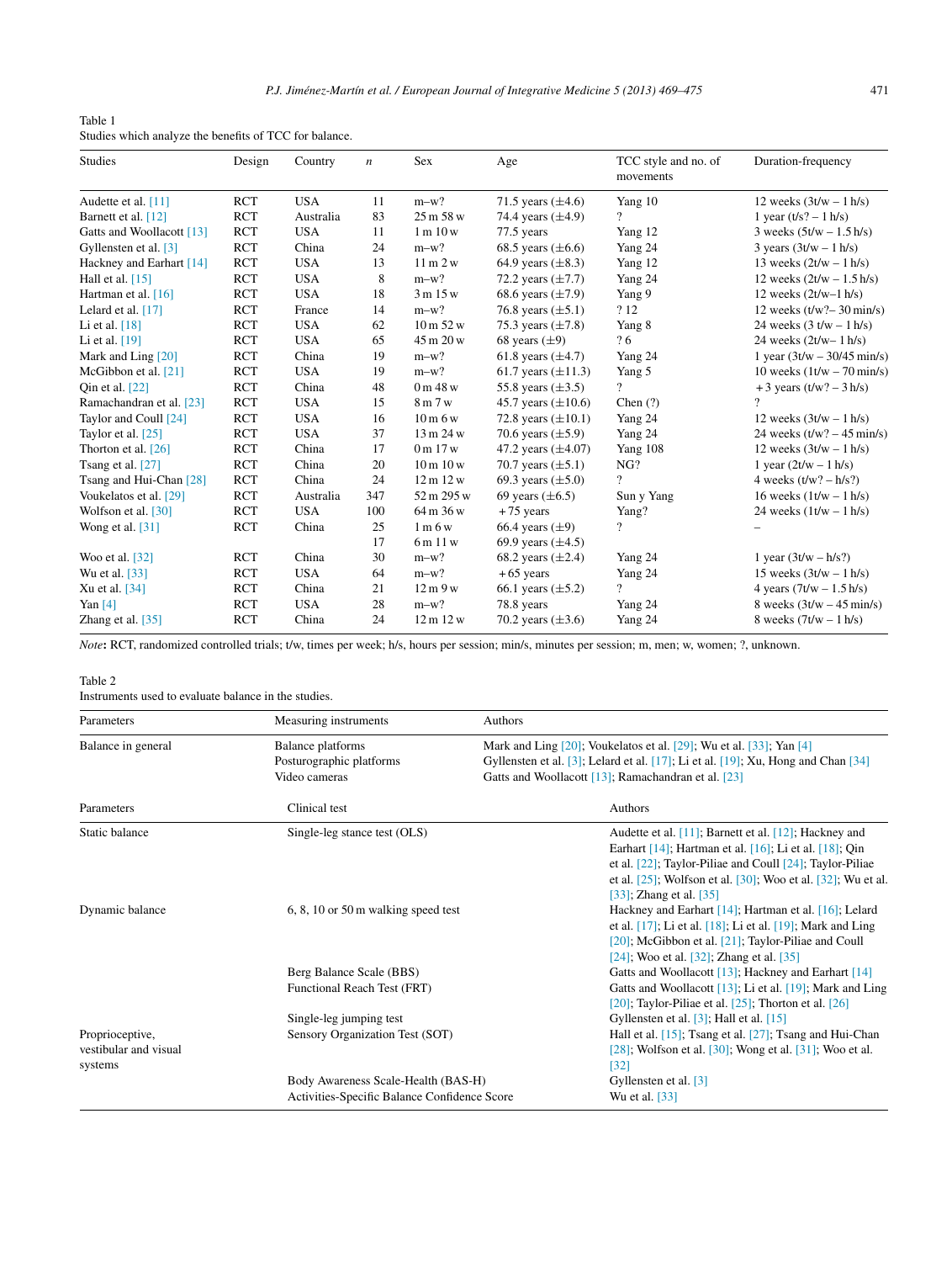Table 1
Studies which analyze the benefits of TCC for balance.

| Studies | Design | Country | *n* | Sex | Age | TCC style and no. of movements | Duration-frequency |
|---|---|---|---|---|---|---|---|
| Audette et al. [11] | RCT | USA | 11 | m–w? | 71.5 years (±4.6) | Yang 10 | 12 weeks (3t/w – 1 h/s) |
| Barnett et al. [12] | RCT | Australia | 83 | 25 m 58 w | 74.4 years (±4.9) | ? | 1 year (t/s? – 1 h/s) |
| Gatts and Woollacott [13] | RCT | USA | 11 | 1 m 10 w | 77.5 years | Yang 12 | 3 weeks (5t/w – 1.5 h/s) |
| Gyllensten et al. [3] | RCT | China | 24 | m–w? | 68.5 years (±6.6) | Yang 24 | 3 years (3t/w – 1 h/s) |
| Hackney and Earhart [14] | RCT | USA | 13 | 11 m 2 w | 64.9 years (±8.3) | Yang 12 | 13 weeks (2t/w – 1 h/s) |
| Hall et al. [15] | RCT | USA | 8 | m–w? | 72.2 years (±7.7) | Yang 24 | 12 weeks (2t/w – 1.5 h/s) |
| Hartman et al. [16] | RCT | USA | 18 | 3 m 15 w | 68.6 years (±7.9) | Yang 9 | 12 weeks (2t/w–1 h/s) |
| Lelard et al. [17] | RCT | France | 14 | m–w? | 76.8 years (±5.1) | ? 12 | 12 weeks (t/w?– 30 min/s) |
| Li et al. [18] | RCT | USA | 62 | 10 m 52 w | 75.3 years (±7.8) | Yang 8 | 24 weeks (3 t/w – 1 h/s) |
| Li et al. [19] | RCT | USA | 65 | 45 m 20 w | 68 years (±9) | ? 6 | 24 weeks (2t/w– 1 h/s) |
| Mark and Ling [20] | RCT | China | 19 | m–w? | 61.8 years (±4.7) | Yang 24 | 1 year (3t/w – 30/45 min/s) |
| McGibbon et al. [21] | RCT | USA | 19 | m–w? | 61.7 years (±11.3) | Yang 5 | 10 weeks (1t/w – 70 min/s) |
| Qin et al. [22] | RCT | China | 48 | 0 m 48 w | 55.8 years (±3.5) | ? | +3 years (t/w? – 3 h/s) |
| Ramachandran et al. [23] | RCT | USA | 15 | 8 m 7 w | 45.7 years (±10.6) | Chen (?) | ? |
| Taylor and Coull [24] | RCT | USA | 16 | 10 m 6 w | 72.8 years (±10.1) | Yang 24 | 12 weeks (3t/w – 1 h/s) |
| Taylor et al. [25] | RCT | USA | 37 | 13 m 24 w | 70.6 years (±5.9) | Yang 24 | 24 weeks (t/w? – 45 min/s) |
| Thorton et al. [26] | RCT | China | 17 | 0 m 17 w | 47.2 years (±4.07) | Yang 108 | 12 weeks (3t/w – 1 h/s) |
| Tsang et al. [27] | RCT | China | 20 | 10 m 10 w | 70.7 years (±5.1) | NG? | 1 year (2t/w – 1 h/s) |
| Tsang and Hui-Chan [28] | RCT | China | 24 | 12 m 12 w | 69.3 years (±5.0) | ? | 4 weeks (t/w? – h/s?) |
| Voukelatos et al. [29] | RCT | Australia | 347 | 52 m 295 w | 69 years (±6.5) | Sun y Yang | 16 weeks (1t/w – 1 h/s) |
| Wolfson et al. [30] | RCT | USA | 100 | 64 m 36 w | +75 years | Yang? | 24 weeks (1t/w – 1 h/s) |
| Wong et al. [31] | RCT | China | 25 | 1 m 6 w | 66.4 years (±9) | ? | – |
| | | | 17 | 6 m 11 w | 69.9 years (±4.5) | | |
| Woo et al. [32] | RCT | China | 30 | m–w? | 68.2 years (±2.4) | Yang 24 | 1 year (3t/w – h/s?) |
| Wu et al. [33] | RCT | USA | 64 | m–w? | +65 years | Yang 24 | 15 weeks (3t/w – 1 h/s) |
| Xu et al. [34] | RCT | China | 21 | 12 m 9 w | 66.1 years (±5.2) | ? | 4 years (7t/w – 1.5 h/s) |
| Yan [4] | RCT | USA | 28 | m–w? | 78.8 years | Yang 24 | 8 weeks (3t/w – 45 min/s) |
| Zhang et al. [35] | RCT | China | 24 | 12 m 12 w | 70.2 years (±3.6) | Yang 24 | 8 weeks (7t/w – 1 h/s) |

*Note*: RCT, randomized controlled trials; t/w, times per week; h/s, hours per session; min/s, minutes per session; m, men; w, women; ?, unknown.

Table 2
Instruments used to evaluate balance in the studies.

| Parameters | Measuring instruments | Authors |
|---|---|---|
| Balance in general | Balance platforms | Mark and Ling [20]; Voukelatos et al. [29]; Wu et al. [33]; Yan [4] |
| | Posturographic platforms | Gyllensten et al. [3]; Lelard et al. [17]; Li et al. [19]; Xu, Hong and Chan [34] |
| | Video cameras | Gatts and Woollacott [13]; Ramachandran et al. [23] |
| **Parameters** | **Clinical test** | **Authors** |
| Static balance | Single-leg stance test (OLS) | Audette et al. [11]; Barnett et al. [12]; Hackney and Earhart [14]; Hartman et al. [16]; Li et al. [18]; Qin et al. [22]; Taylor-Piliae and Coull [24]; Taylor-Piliae et al. [25]; Wolfson et al. [30]; Woo et al. [32]; Wu et al. [33]; Zhang et al. [35] |
| Dynamic balance | 6, 8, 10 or 50 m walking speed test | Hackney and Earhart [14]; Hartman et al. [16]; Lelard et al. [17]; Li et al. [18]; Li et al. [19]; Mark and Ling [20]; McGibbon et al. [21]; Taylor-Piliae and Coull [24]; Woo et al. [32]; Zhang et al. [35] |
| | Berg Balance Scale (BBS) | Gatts and Woollacott [13]; Hackney and Earhart [14] |
| | Functional Reach Test (FRT) | Gatts and Woollacott [13]; Li et al. [19]; Mark and Ling [20]; Taylor-Piliae et al. [25]; Thorton et al. [26] |
| | Single-leg jumping test | Gyllensten et al. [3]; Hall et al. [15] |
| Proprioceptive, vestibular and visual systems | Sensory Organization Test (SOT) | Hall et al. [15]; Tsang et al. [27]; Tsang and Hui-Chan [28]; Wolfson et al. [30]; Wong et al. [31]; Woo et al. [32] |
| | Body Awareness Scale-Health (BAS-H) | Gyllensten et al. [3] |
| | Activities-Specific Balance Confidence Score | Wu et al. [33] |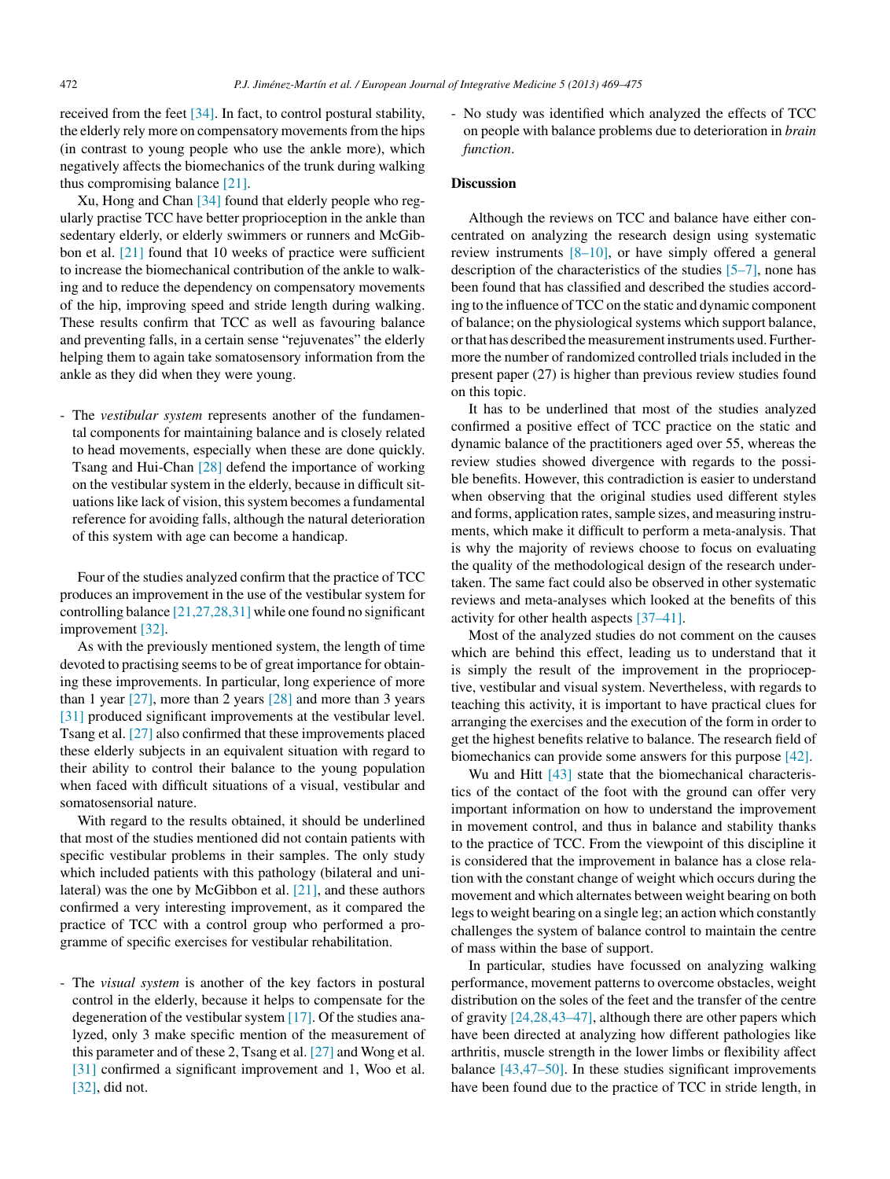received from the feet [34]. In fact, to control postural stability, the elderly rely more on compensatory movements from the hips (in contrast to young people who use the ankle more), which negatively affects the biomechanics of the trunk during walking thus compromising balance [21].

Xu, Hong and Chan [34] found that elderly people who regularly practise TCC have better proprioception in the ankle than sedentary elderly, or elderly swimmers or runners and McGibbon et al. [21] found that 10 weeks of practice were sufficient to increase the biomechanical contribution of the ankle to walking and to reduce the dependency on compensatory movements of the hip, improving speed and stride length during walking. These results confirm that TCC as well as favouring balance and preventing falls, in a certain sense "rejuvenates" the elderly helping them to again take somatosensory information from the ankle as they did when they were young.

- The *vestibular system* represents another of the fundamental components for maintaining balance and is closely related to head movements, especially when these are done quickly. Tsang and Hui-Chan [28] defend the importance of working on the vestibular system in the elderly, because in difficult situations like lack of vision, this system becomes a fundamental reference for avoiding falls, although the natural deterioration of this system with age can become a handicap.

Four of the studies analyzed confirm that the practice of TCC produces an improvement in the use of the vestibular system for controlling balance [21,27,28,31] while one found no significant improvement [32].

As with the previously mentioned system, the length of time devoted to practising seems to be of great importance for obtaining these improvements. In particular, long experience of more than 1 year [27], more than 2 years [28] and more than 3 years [31] produced significant improvements at the vestibular level. Tsang et al. [27] also confirmed that these improvements placed these elderly subjects in an equivalent situation with regard to their ability to control their balance to the young population when faced with difficult situations of a visual, vestibular and somatosensorial nature.

With regard to the results obtained, it should be underlined that most of the studies mentioned did not contain patients with specific vestibular problems in their samples. The only study which included patients with this pathology (bilateral and unilateral) was the one by McGibbon et al. [21], and these authors confirmed a very interesting improvement, as it compared the practice of TCC with a control group who performed a programme of specific exercises for vestibular rehabilitation.

- The *visual system* is another of the key factors in postural control in the elderly, because it helps to compensate for the degeneration of the vestibular system [17]. Of the studies analyzed, only 3 make specific mention of the measurement of this parameter and of these 2, Tsang et al. [27] and Wong et al. [31] confirmed a significant improvement and 1, Woo et al. [32], did not.
- No study was identified which analyzed the effects of TCC on people with balance problems due to deterioration in *brain function*.

## Discussion

Although the reviews on TCC and balance have either concentrated on analyzing the research design using systematic review instruments [8–10], or have simply offered a general description of the characteristics of the studies [5–7], none has been found that has classified and described the studies according to the influence of TCC on the static and dynamic component of balance; on the physiological systems which support balance, or that has described the measurement instruments used. Furthermore the number of randomized controlled trials included in the present paper (27) is higher than previous review studies found on this topic.

It has to be underlined that most of the studies analyzed confirmed a positive effect of TCC practice on the static and dynamic balance of the practitioners aged over 55, whereas the review studies showed divergence with regards to the possible benefits. However, this contradiction is easier to understand when observing that the original studies used different styles and forms, application rates, sample sizes, and measuring instruments, which make it difficult to perform a meta-analysis. That is why the majority of reviews choose to focus on evaluating the quality of the methodological design of the research undertaken. The same fact could also be observed in other systematic reviews and meta-analyses which looked at the benefits of this activity for other health aspects [37–41].

Most of the analyzed studies do not comment on the causes which are behind this effect, leading us to understand that it is simply the result of the improvement in the proprioceptive, vestibular and visual system. Nevertheless, with regards to teaching this activity, it is important to have practical clues for arranging the exercises and the execution of the form in order to get the highest benefits relative to balance. The research field of biomechanics can provide some answers for this purpose [42].

Wu and Hitt [43] state that the biomechanical characteristics of the contact of the foot with the ground can offer very important information on how to understand the improvement in movement control, and thus in balance and stability thanks to the practice of TCC. From the viewpoint of this discipline it is considered that the improvement in balance has a close relation with the constant change of weight which occurs during the movement and which alternates between weight bearing on both legs to weight bearing on a single leg; an action which constantly challenges the system of balance control to maintain the centre of mass within the base of support.

In particular, studies have focussed on analyzing walking performance, movement patterns to overcome obstacles, weight distribution on the soles of the feet and the transfer of the centre of gravity [24,28,43–47], although there are other papers which have been directed at analyzing how different pathologies like arthritis, muscle strength in the lower limbs or flexibility affect balance [43,47–50]. In these studies significant improvements have been found due to the practice of TCC in stride length, in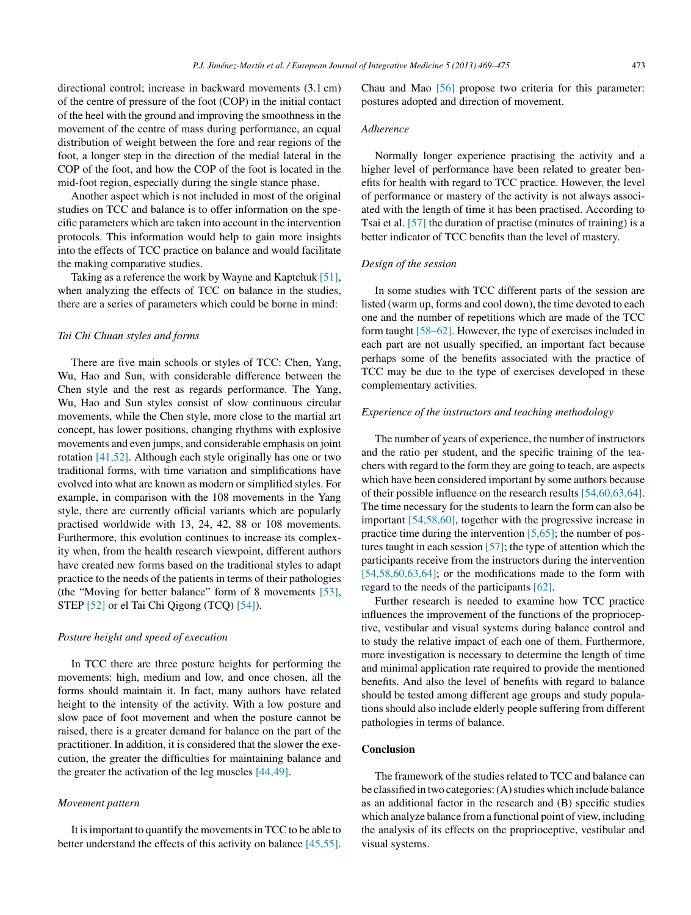directional control; increase in backward movements (3.1 cm) of the centre of pressure of the foot (COP) in the initial contact of the heel with the ground and improving the smoothness in the movement of the centre of mass during performance, an equal distribution of weight between the fore and rear regions of the foot, a longer step in the direction of the medial lateral in the COP of the foot, and how the COP of the foot is located in the mid-foot region, especially during the single stance phase.

Another aspect which is not included in most of the original studies on TCC and balance is to offer information on the specific parameters which are taken into account in the intervention protocols. This information would help to gain more insights into the effects of TCC practice on balance and would facilitate the making comparative studies.

Taking as a reference the work by Wayne and Kaptchuk [51], when analyzing the effects of TCC on balance in the studies, there are a series of parameters which could be borne in mind:

*Tai Chi Chuan styles and forms*

There are five main schools or styles of TCC: Chen, Yang, Wu, Hao and Sun, with considerable difference between the Chen style and the rest as regards performance. The Yang, Wu, Hao and Sun styles consist of slow continuous circular movements, while the Chen style, more close to the martial art concept, has lower positions, changing rhythms with explosive movements and even jumps, and considerable emphasis on joint rotation [41,52]. Although each style originally has one or two traditional forms, with time variation and simplifications have evolved into what are known as modern or simplified styles. For example, in comparison with the 108 movements in the Yang style, there are currently official variants which are popularly practised worldwide with 13, 24, 42, 88 or 108 movements. Furthermore, this evolution continues to increase its complexity when, from the health research viewpoint, different authors have created new forms based on the traditional styles to adapt practice to the needs of the patients in terms of their pathologies (the "Moving for better balance" form of 8 movements [53], STEP [52] or el Tai Chi Qigong (TCQ) [54]).

*Posture height and speed of execution*

In TCC there are three posture heights for performing the movements: high, medium and low, and once chosen, all the forms should maintain it. In fact, many authors have related height to the intensity of the activity. With a low posture and slow pace of foot movement and when the posture cannot be raised, there is a greater demand for balance on the part of the practitioner. In addition, it is considered that the slower the execution, the greater the difficulties for maintaining balance and the greater the activation of the leg muscles [44,49].

*Movement pattern*

It is important to quantify the movements in TCC to be able to better understand the effects of this activity on balance [45,55]. Chau and Mao [56] propose two criteria for this parameter: postures adopted and direction of movement.

*Adherence*

Normally longer experience practising the activity and a higher level of performance have been related to greater benefits for health with regard to TCC practice. However, the level of performance or mastery of the activity is not always associated with the length of time it has been practised. According to Tsai et al. [57] the duration of practise (minutes of training) is a better indicator of TCC benefits than the level of mastery.

*Design of the session*

In some studies with TCC different parts of the session are listed (warm up, forms and cool down), the time devoted to each one and the number of repetitions which are made of the TCC form taught [58–62]. However, the type of exercises included in each part are not usually specified, an important fact because perhaps some of the benefits associated with the practice of TCC may be due to the type of exercises developed in these complementary activities.

*Experience of the instructors and teaching methodology*

The number of years of experience, the number of instructors and the ratio per student, and the specific training of the teachers with regard to the form they are going to teach, are aspects which have been considered important by some authors because of their possible influence on the research results [54,60,63,64]. The time necessary for the students to learn the form can also be important [54,58,60], together with the progressive increase in practice time during the intervention [5,65]; the number of postures taught in each session [57]; the type of attention which the participants receive from the instructors during the intervention [54,58,60,63,64]; or the modifications made to the form with regard to the needs of the participants [62].

Further research is needed to examine how TCC practice influences the improvement of the functions of the proprioceptive, vestibular and visual systems during balance control and to study the relative impact of each one of them. Furthermore, more investigation is necessary to determine the length of time and minimal application rate required to provide the mentioned benefits. And also the level of benefits with regard to balance should be tested among different age groups and study populations should also include elderly people suffering from different pathologies in terms of balance.

## Conclusion

The framework of the studies related to TCC and balance can be classified in two categories: (A) studies which include balance as an additional factor in the research and (B) specific studies which analyze balance from a functional point of view, including the analysis of its effects on the proprioceptive, vestibular and visual systems.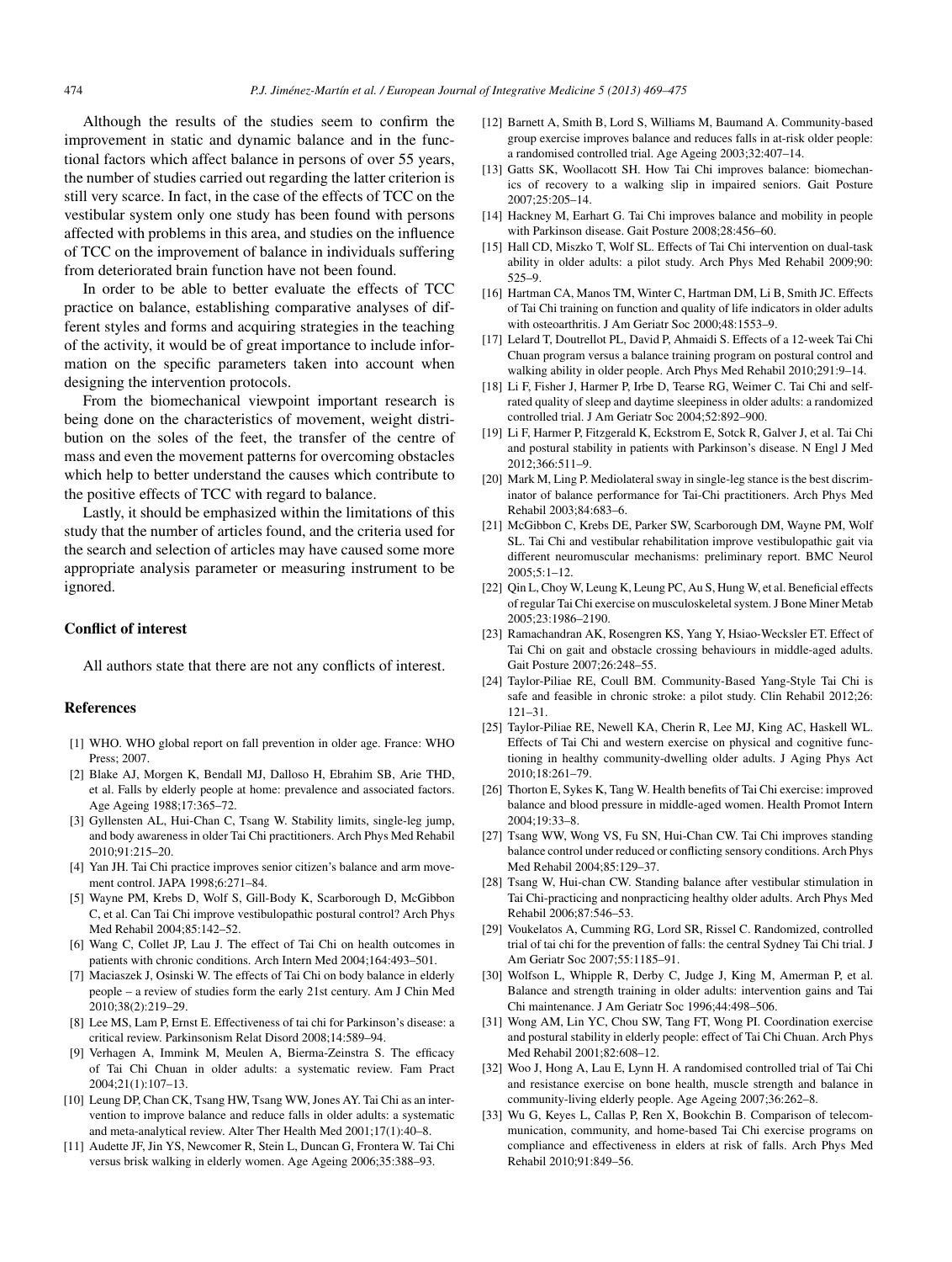Although the results of the studies seem to confirm the improvement in static and dynamic balance and in the functional factors which affect balance in persons of over 55 years, the number of studies carried out regarding the latter criterion is still very scarce. In fact, in the case of the effects of TCC on the vestibular system only one study has been found with persons affected with problems in this area, and studies on the influence of TCC on the improvement of balance in individuals suffering from deteriorated brain function have not been found.

In order to be able to better evaluate the effects of TCC practice on balance, establishing comparative analyses of different styles and forms and acquiring strategies in the teaching of the activity, it would be of great importance to include information on the specific parameters taken into account when designing the intervention protocols.

From the biomechanical viewpoint important research is being done on the characteristics of movement, weight distribution on the soles of the feet, the transfer of the centre of mass and even the movement patterns for overcoming obstacles which help to better understand the causes which contribute to the positive effects of TCC with regard to balance.

Lastly, it should be emphasized within the limitations of this study that the number of articles found, and the criteria used for the search and selection of articles may have caused some more appropriate analysis parameter or measuring instrument to be ignored.

## Conflict of interest

All authors state that there are not any conflicts of interest.

## References

[1] WHO. WHO global report on fall prevention in older age. France: WHO Press; 2007.

[2] Blake AJ, Morgen K, Bendall MJ, Dalloso H, Ebrahim SB, Arie THD, et al. Falls by elderly people at home: prevalence and associated factors. Age Ageing 1988;17:365–72.

[3] Gyllensten AL, Hui-Chan C, Tsang W. Stability limits, single-leg jump, and body awareness in older Tai Chi practitioners. Arch Phys Med Rehabil 2010;91:215–20.

[4] Yan JH. Tai Chi practice improves senior citizen's balance and arm movement control. JAPA 1998;6:271–84.

[5] Wayne PM, Krebs D, Wolf S, Gill-Body K, Scarborough D, McGibbon C, et al. Can Tai Chi improve vestibulopathic postural control? Arch Phys Med Rehabil 2004;85:142–52.

[6] Wang C, Collet JP, Lau J. The effect of Tai Chi on health outcomes in patients with chronic conditions. Arch Intern Med 2004;164:493–501.

[7] Maciaszek J, Osinski W. The effects of Tai Chi on body balance in elderly people – a review of studies form the early 21st century. Am J Chin Med 2010;38(2):219–29.

[8] Lee MS, Lam P, Ernst E. Effectiveness of tai chi for Parkinson's disease: a critical review. Parkinsonism Relat Disord 2008;14:589–94.

[9] Verhagen A, Immink M, Meulen A, Bierma-Zeinstra S. The efficacy of Tai Chi Chuan in older adults: a systematic review. Fam Pract 2004;21(1):107–13.

[10] Leung DP, Chan CK, Tsang HW, Tsang WW, Jones AY. Tai Chi as an intervention to improve balance and reduce falls in older adults: a systematic and meta-analytical review. Alter Ther Health Med 2001;17(1):40–8.

[11] Audette JF, Jin YS, Newcomer R, Stein L, Duncan G, Frontera W. Tai Chi versus brisk walking in elderly women. Age Ageing 2006;35:388–93.

[12] Barnett A, Smith B, Lord S, Williams M, Baumand A. Community-based group exercise improves balance and reduces falls in at-risk older people: a randomised controlled trial. Age Ageing 2003;32:407–14.

[13] Gatts SK, Woollacott SH. How Tai Chi improves balance: biomechanics of recovery to a walking slip in impaired seniors. Gait Posture 2007;25:205–14.

[14] Hackney M, Earhart G. Tai Chi improves balance and mobility in people with Parkinson disease. Gait Posture 2008;28:456–60.

[15] Hall CD, Miszko T, Wolf SL. Effects of Tai Chi intervention on dual-task ability in older adults: a pilot study. Arch Phys Med Rehabil 2009;90: 525–9.

[16] Hartman CA, Manos TM, Winter C, Hartman DM, Li B, Smith JC. Effects of Tai Chi training on function and quality of life indicators in older adults with osteoarthritis. J Am Geriatr Soc 2000;48:1553–9.

[17] Lelard T, Doutrellot PL, David P, Ahmaidi S. Effects of a 12-week Tai Chi Chuan program versus a balance training program on postural control and walking ability in older people. Arch Phys Med Rehabil 2010;291:9–14.

[18] Li F, Fisher J, Harmer P, Irbe D, Tearse RG, Weimer C. Tai Chi and self-rated quality of sleep and daytime sleepiness in older adults: a randomized controlled trial. J Am Geriatr Soc 2004;52:892–900.

[19] Li F, Harmer P, Fitzgerald K, Eckstrom E, Sotck R, Galver J, et al. Tai Chi and postural stability in patients with Parkinson's disease. N Engl J Med 2012;366:511–9.

[20] Mark M, Ling P. Mediolateral sway in single-leg stance is the best discriminator of balance performance for Tai-Chi practitioners. Arch Phys Med Rehabil 2003;84:683–6.

[21] McGibbon C, Krebs DE, Parker SW, Scarborough DM, Wayne PM, Wolf SL. Tai Chi and vestibular rehabilitation improve vestibulopathic gait via different neuromuscular mechanisms: preliminary report. BMC Neurol 2005;5:1–12.

[22] Qin L, Choy W, Leung K, Leung PC, Au S, Hung W, et al. Beneficial effects of regular Tai Chi exercise on musculoskeletal system. J Bone Miner Metab 2005;23:1986–2190.

[23] Ramachandran AK, Rosengren KS, Yang Y, Hsiao-Wecksler ET. Effect of Tai Chi on gait and obstacle crossing behaviours in middle-aged adults. Gait Posture 2007;26:248–55.

[24] Taylor-Piliae RE, Coull BM. Community-Based Yang-Style Tai Chi is safe and feasible in chronic stroke: a pilot study. Clin Rehabil 2012;26: 121–31.

[25] Taylor-Piliae RE, Newell KA, Cherin R, Lee MJ, King AC, Haskell WL. Effects of Tai Chi and western exercise on physical and cognitive functioning in healthy community-dwelling older adults. J Aging Phys Act 2010;18:261–79.

[26] Thorton E, Sykes K, Tang W. Health benefits of Tai Chi exercise: improved balance and blood pressure in middle-aged women. Health Promot Intern 2004;19:33–8.

[27] Tsang WW, Wong VS, Fu SN, Hui-Chan CW. Tai Chi improves standing balance control under reduced or conflicting sensory conditions. Arch Phys Med Rehabil 2004;85:129–37.

[28] Tsang W, Hui-chan CW. Standing balance after vestibular stimulation in Tai Chi-practicing and nonpracticing healthy older adults. Arch Phys Med Rehabil 2006;87:546–53.

[29] Voukelatos A, Cumming RG, Lord SR, Rissel C. Randomized, controlled trial of tai chi for the prevention of falls: the central Sydney Tai Chi trial. J Am Geriatr Soc 2007;55:1185–91.

[30] Wolfson L, Whipple R, Derby C, Judge J, King M, Amerman P, et al. Balance and strength training in older adults: intervention gains and Tai Chi maintenance. J Am Geriatr Soc 1996;44:498–506.

[31] Wong AM, Lin YC, Chou SW, Tang FT, Wong PI. Coordination exercise and postural stability in elderly people: effect of Tai Chi Chuan. Arch Phys Med Rehabil 2001;82:608–12.

[32] Woo J, Hong A, Lau E, Lynn H. A randomised controlled trial of Tai Chi and resistance exercise on bone health, muscle strength and balance in community-living elderly people. Age Ageing 2007;36:262–8.

[33] Wu G, Keyes L, Callas P, Ren X, Bookchin B. Comparison of telecommunication, community, and home-based Tai Chi exercise programs on compliance and effectiveness in elders at risk of falls. Arch Phys Med Rehabil 2010;91:849–56.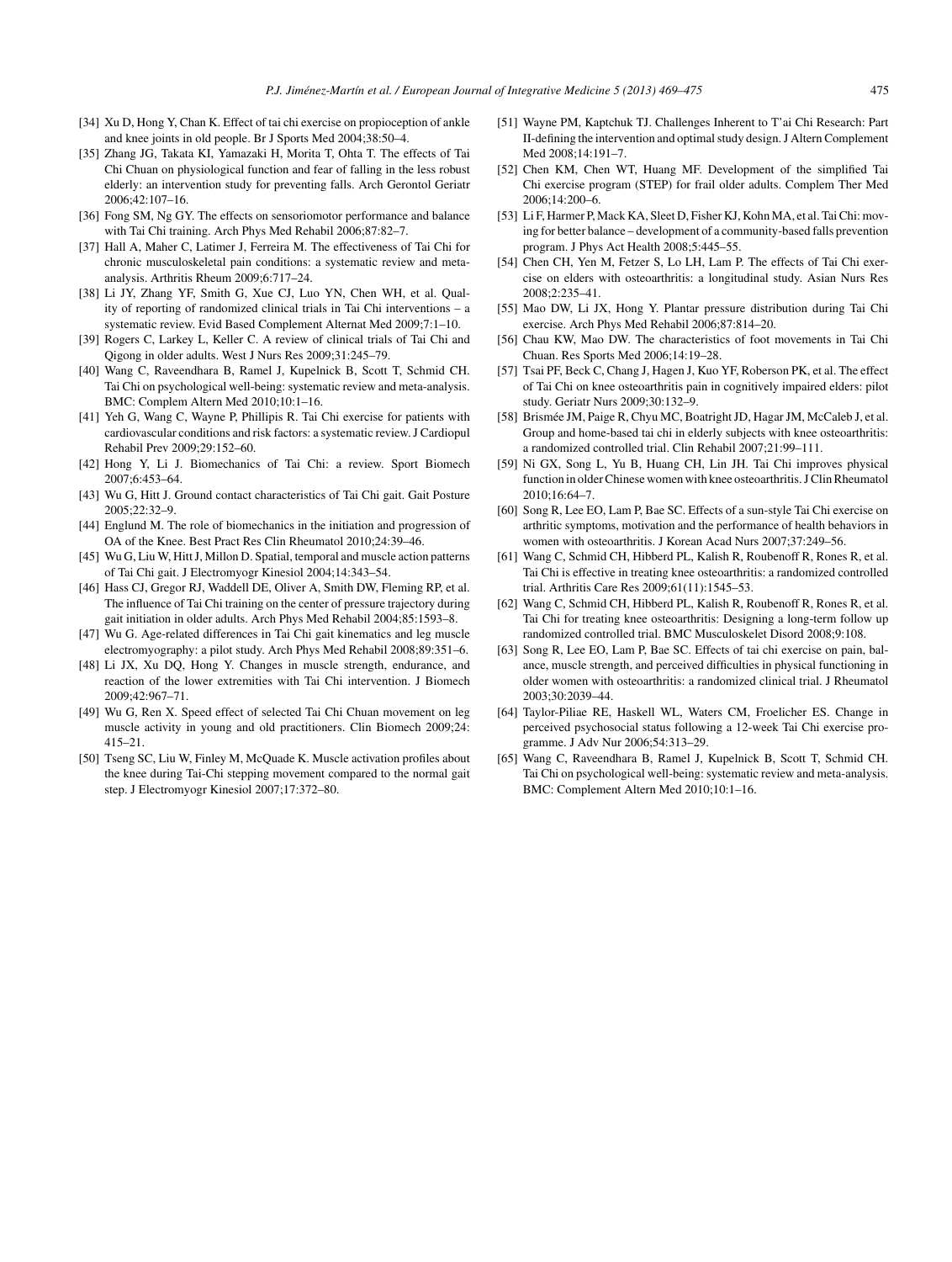[34] Xu D, Hong Y, Chan K. Effect of tai chi exercise on propioception of ankle and knee joints in old people. Br J Sports Med 2004;38:50–4.

[35] Zhang JG, Takata KI, Yamazaki H, Morita T, Ohta T. The effects of Tai Chi Chuan on physiological function and fear of falling in the less robust elderly: an intervention study for preventing falls. Arch Gerontol Geriatr 2006;42:107–16.

[36] Fong SM, Ng GY. The effects on sensoriomotor performance and balance with Tai Chi training. Arch Phys Med Rehabil 2006;87:82–7.

[37] Hall A, Maher C, Latimer J, Ferreira M. The effectiveness of Tai Chi for chronic musculoskeletal pain conditions: a systematic review and meta-analysis. Arthritis Rheum 2009;6:717–24.

[38] Li JY, Zhang YF, Smith G, Xue CJ, Luo YN, Chen WH, et al. Quality of reporting of randomized clinical trials in Tai Chi interventions – a systematic review. Evid Based Complement Alternat Med 2009;7:1–10.

[39] Rogers C, Larkey L, Keller C. A review of clinical trials of Tai Chi and Qigong in older adults. West J Nurs Res 2009;31:245–79.

[40] Wang C, Raveendhara B, Ramel J, Kupelnick B, Scott T, Schmid CH. Tai Chi on psychological well-being: systematic review and meta-analysis. BMC: Complem Altern Med 2010;10:1–16.

[41] Yeh G, Wang C, Wayne P, Phillipis R. Tai Chi exercise for patients with cardiovascular conditions and risk factors: a systematic review. J Cardiopul Rehabil Prev 2009;29:152–60.

[42] Hong Y, Li J. Biomechanics of Tai Chi: a review. Sport Biomech 2007;6:453–64.

[43] Wu G, Hitt J. Ground contact characteristics of Tai Chi gait. Gait Posture 2005;22:32–9.

[44] Englund M. The role of biomechanics in the initiation and progression of OA of the Knee. Best Pract Res Clin Rheumatol 2010;24:39–46.

[45] Wu G, Liu W, Hitt J, Millon D. Spatial, temporal and muscle action patterns of Tai Chi gait. J Electromyogr Kinesiol 2004;14:343–54.

[46] Hass CJ, Gregor RJ, Waddell DE, Oliver A, Smith DW, Fleming RP, et al. The influence of Tai Chi training on the center of pressure trajectory during gait initiation in older adults. Arch Phys Med Rehabil 2004;85:1593–8.

[47] Wu G. Age-related differences in Tai Chi gait kinematics and leg muscle electromyography: a pilot study. Arch Phys Med Rehabil 2008;89:351–6.

[48] Li JX, Xu DQ, Hong Y. Changes in muscle strength, endurance, and reaction of the lower extremities with Tai Chi intervention. J Biomech 2009;42:967–71.

[49] Wu G, Ren X. Speed effect of selected Tai Chi Chuan movement on leg muscle activity in young and old practitioners. Clin Biomech 2009;24: 415–21.

[50] Tseng SC, Liu W, Finley M, McQuade K. Muscle activation profiles about the knee during Tai-Chi stepping movement compared to the normal gait step. J Electromyogr Kinesiol 2007;17:372–80.

[51] Wayne PM, Kaptchuk TJ. Challenges Inherent to T'ai Chi Research: Part II-defining the intervention and optimal study design. J Altern Complement Med 2008;14:191–7.

[52] Chen KM, Chen WT, Huang MF. Development of the simplified Tai Chi exercise program (STEP) for frail older adults. Complem Ther Med 2006;14:200–6.

[53] Li F, Harmer P, Mack KA, Sleet D, Fisher KJ, Kohn MA, et al. Tai Chi: moving for better balance – development of a community-based falls prevention program. J Phys Act Health 2008;5:445–55.

[54] Chen CH, Yen M, Fetzer S, Lo LH, Lam P. The effects of Tai Chi exercise on elders with osteoarthritis: a longitudinal study. Asian Nurs Res 2008;2:235–41.

[55] Mao DW, Li JX, Hong Y. Plantar pressure distribution during Tai Chi exercise. Arch Phys Med Rehabil 2006;87:814–20.

[56] Chau KW, Mao DW. The characteristics of foot movements in Tai Chi Chuan. Res Sports Med 2006;14:19–28.

[57] Tsai PF, Beck C, Chang J, Hagen J, Kuo YF, Roberson PK, et al. The effect of Tai Chi on knee osteoarthritis pain in cognitively impaired elders: pilot study. Geriatr Nurs 2009;30:132–9.

[58] Brismée JM, Paige R, Chyu MC, Boatright JD, Hagar JM, McCaleb J, et al. Group and home-based tai chi in elderly subjects with knee osteoarthritis: a randomized controlled trial. Clin Rehabil 2007;21:99–111.

[59] Ni GX, Song L, Yu B, Huang CH, Lin JH. Tai Chi improves physical function in older Chinese women with knee osteoarthritis. J Clin Rheumatol 2010;16:64–7.

[60] Song R, Lee EO, Lam P, Bae SC. Effects of a sun-style Tai Chi exercise on arthritic symptoms, motivation and the performance of health behaviors in women with osteoarthritis. J Korean Acad Nurs 2007;37:249–56.

[61] Wang C, Schmid CH, Hibberd PL, Kalish R, Roubenoff R, Rones R, et al. Tai Chi is effective in treating knee osteoarthritis: a randomized controlled trial. Arthritis Care Res 2009;61(11):1545–53.

[62] Wang C, Schmid CH, Hibberd PL, Kalish R, Roubenoff R, Rones R, et al. Tai Chi for treating knee osteoarthritis: Designing a long-term follow up randomized controlled trial. BMC Musculoskelet Disord 2008;9:108.

[63] Song R, Lee EO, Lam P, Bae SC. Effects of tai chi exercise on pain, balance, muscle strength, and perceived difficulties in physical functioning in older women with osteoarthritis: a randomized clinical trial. J Rheumatol 2003;30:2039–44.

[64] Taylor-Piliae RE, Haskell WL, Waters CM, Froelicher ES. Change in perceived psychosocial status following a 12-week Tai Chi exercise programme. J Adv Nur 2006;54:313–29.

[65] Wang C, Raveendhara B, Ramel J, Kupelnick B, Scott T, Schmid CH. Tai Chi on psychological well-being: systematic review and meta-analysis. BMC: Complement Altern Med 2010;10:1–16.